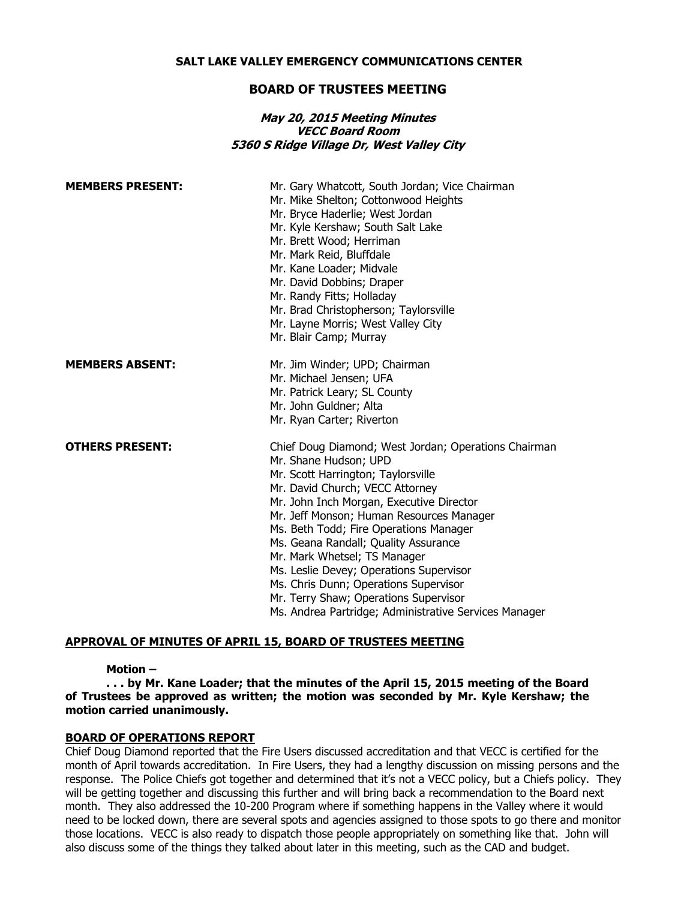**SALT LAKE VALLEY EMERGENCY COMMUNICATIONS CENTER**

## BOARD OF TRUSTEES MEETING

***May 20, 2015 Meeting Minutes***
***VECC Board Room***
***5360 S Ridge Village Dr, West Valley City***

**MEMBERS PRESENT:**

Mr. Gary Whatcott, South Jordan; Vice Chairman
Mr. Mike Shelton; Cottonwood Heights
Mr. Bryce Haderlie; West Jordan
Mr. Kyle Kershaw; South Salt Lake
Mr. Brett Wood; Herriman
Mr. Mark Reid, Bluffdale
Mr. Kane Loader; Midvale
Mr. David Dobbins; Draper
Mr. Randy Fitts; Holladay
Mr. Brad Christopherson; Taylorsville
Mr. Layne Morris; West Valley City
Mr. Blair Camp; Murray

**MEMBERS ABSENT:**

Mr. Jim Winder; UPD; Chairman
Mr. Michael Jensen; UFA
Mr. Patrick Leary; SL County
Mr. John Guldner; Alta
Mr. Ryan Carter; Riverton

**OTHERS PRESENT:**

Chief Doug Diamond; West Jordan; Operations Chairman
Mr. Shane Hudson; UPD
Mr. Scott Harrington; Taylorsville
Mr. David Church; VECC Attorney
Mr. John Inch Morgan, Executive Director
Mr. Jeff Monson; Human Resources Manager
Ms. Beth Todd; Fire Operations Manager
Ms. Geana Randall; Quality Assurance
Mr. Mark Whetsel; TS Manager
Ms. Leslie Devey; Operations Supervisor
Ms. Chris Dunn; Operations Supervisor
Mr. Terry Shaw; Operations Supervisor
Ms. Andrea Partridge; Administrative Services Manager

**APPROVAL OF MINUTES OF APRIL 15, BOARD OF TRUSTEES MEETING**

**Motion –**

**. . . by Mr. Kane Loader; that the minutes of the April 15, 2015 meeting of the Board of Trustees be approved as written; the motion was seconded by Mr. Kyle Kershaw; the motion carried unanimously.**

**BOARD OF OPERATIONS REPORT**

Chief Doug Diamond reported that the Fire Users discussed accreditation and that VECC is certified for the month of April towards accreditation. In Fire Users, they had a lengthy discussion on missing persons and the response. The Police Chiefs got together and determined that it's not a VECC policy, but a Chiefs policy. They will be getting together and discussing this further and will bring back a recommendation to the Board next month. They also addressed the 10-200 Program where if something happens in the Valley where it would need to be locked down, there are several spots and agencies assigned to those spots to go there and monitor those locations. VECC is also ready to dispatch those people appropriately on something like that. John will also discuss some of the things they talked about later in this meeting, such as the CAD and budget.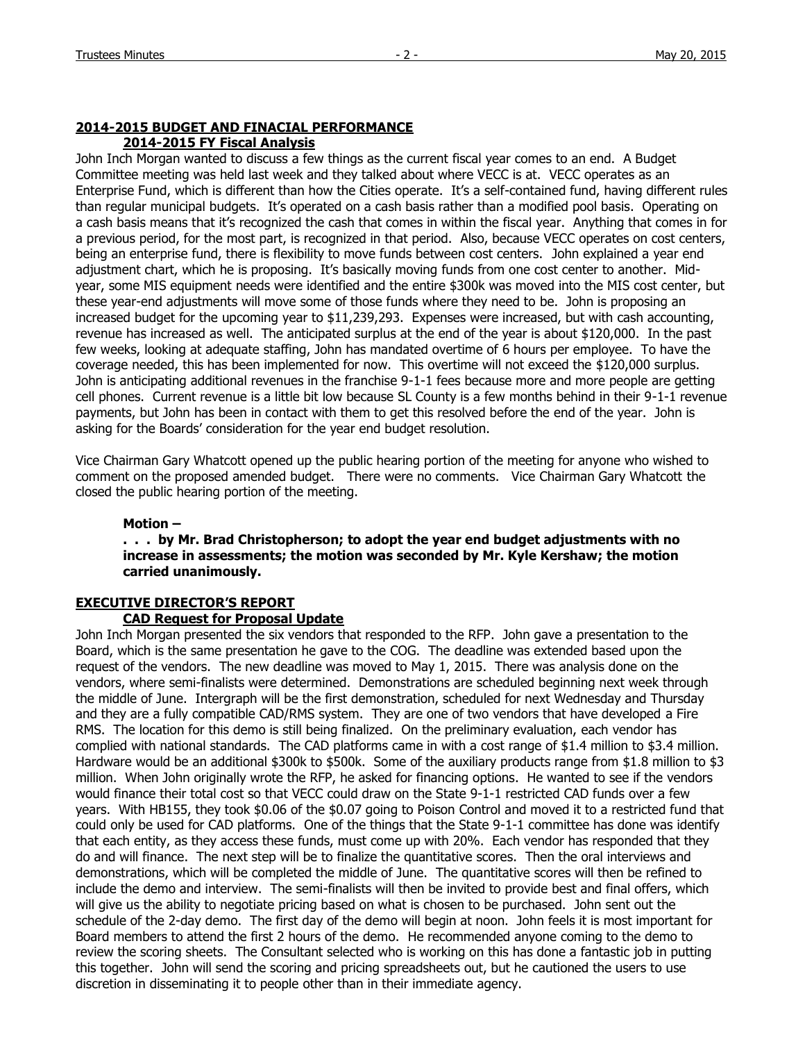## 2014-2015 BUDGET AND FINACIAL PERFORMANCE

### 2014-2015 FY Fiscal Analysis

John Inch Morgan wanted to discuss a few things as the current fiscal year comes to an end. A Budget Committee meeting was held last week and they talked about where VECC is at. VECC operates as an Enterprise Fund, which is different than how the Cities operate. It's a self-contained fund, having different rules than regular municipal budgets. It's operated on a cash basis rather than a modified pool basis. Operating on a cash basis means that it's recognized the cash that comes in within the fiscal year. Anything that comes in for a previous period, for the most part, is recognized in that period. Also, because VECC operates on cost centers, being an enterprise fund, there is flexibility to move funds between cost centers. John explained a year end adjustment chart, which he is proposing. It's basically moving funds from one cost center to another. Mid-year, some MIS equipment needs were identified and the entire $300k was moved into the MIS cost center, but these year-end adjustments will move some of those funds where they need to be. John is proposing an increased budget for the upcoming year to $11,239,293. Expenses were increased, but with cash accounting, revenue has increased as well. The anticipated surplus at the end of the year is about $120,000. In the past few weeks, looking at adequate staffing, John has mandated overtime of 6 hours per employee. To have the coverage needed, this has been implemented for now. This overtime will not exceed the $120,000 surplus. John is anticipating additional revenues in the franchise 9-1-1 fees because more and more people are getting cell phones. Current revenue is a little bit low because SL County is a few months behind in their 9-1-1 revenue payments, but John has been in contact with them to get this resolved before the end of the year. John is asking for the Boards' consideration for the year end budget resolution.

Vice Chairman Gary Whatcott opened up the public hearing portion of the meeting for anyone who wished to comment on the proposed amended budget. There were no comments. Vice Chairman Gary Whatcott the closed the public hearing portion of the meeting.

**Motion –**

**. . . by Mr. Brad Christopherson; to adopt the year end budget adjustments with no increase in assessments; the motion was seconded by Mr. Kyle Kershaw; the motion carried unanimously.**

## EXECUTIVE DIRECTOR'S REPORT

### CAD Request for Proposal Update

John Inch Morgan presented the six vendors that responded to the RFP. John gave a presentation to the Board, which is the same presentation he gave to the COG. The deadline was extended based upon the request of the vendors. The new deadline was moved to May 1, 2015. There was analysis done on the vendors, where semi-finalists were determined. Demonstrations are scheduled beginning next week through the middle of June. Intergraph will be the first demonstration, scheduled for next Wednesday and Thursday and they are a fully compatible CAD/RMS system. They are one of two vendors that have developed a Fire RMS. The location for this demo is still being finalized. On the preliminary evaluation, each vendor has complied with national standards. The CAD platforms came in with a cost range of $1.4 million to $3.4 million. Hardware would be an additional $300k to $500k. Some of the auxiliary products range from $1.8 million to $3 million. When John originally wrote the RFP, he asked for financing options. He wanted to see if the vendors would finance their total cost so that VECC could draw on the State 9-1-1 restricted CAD funds over a few years. With HB155, they took $0.06 of the $0.07 going to Poison Control and moved it to a restricted fund that could only be used for CAD platforms. One of the things that the State 9-1-1 committee has done was identify that each entity, as they access these funds, must come up with 20%. Each vendor has responded that they do and will finance. The next step will be to finalize the quantitative scores. Then the oral interviews and demonstrations, which will be completed the middle of June. The quantitative scores will then be refined to include the demo and interview. The semi-finalists will then be invited to provide best and final offers, which will give us the ability to negotiate pricing based on what is chosen to be purchased. John sent out the schedule of the 2-day demo. The first day of the demo will begin at noon. John feels it is most important for Board members to attend the first 2 hours of the demo. He recommended anyone coming to the demo to review the scoring sheets. The Consultant selected who is working on this has done a fantastic job in putting this together. John will send the scoring and pricing spreadsheets out, but he cautioned the users to use discretion in disseminating it to people other than in their immediate agency.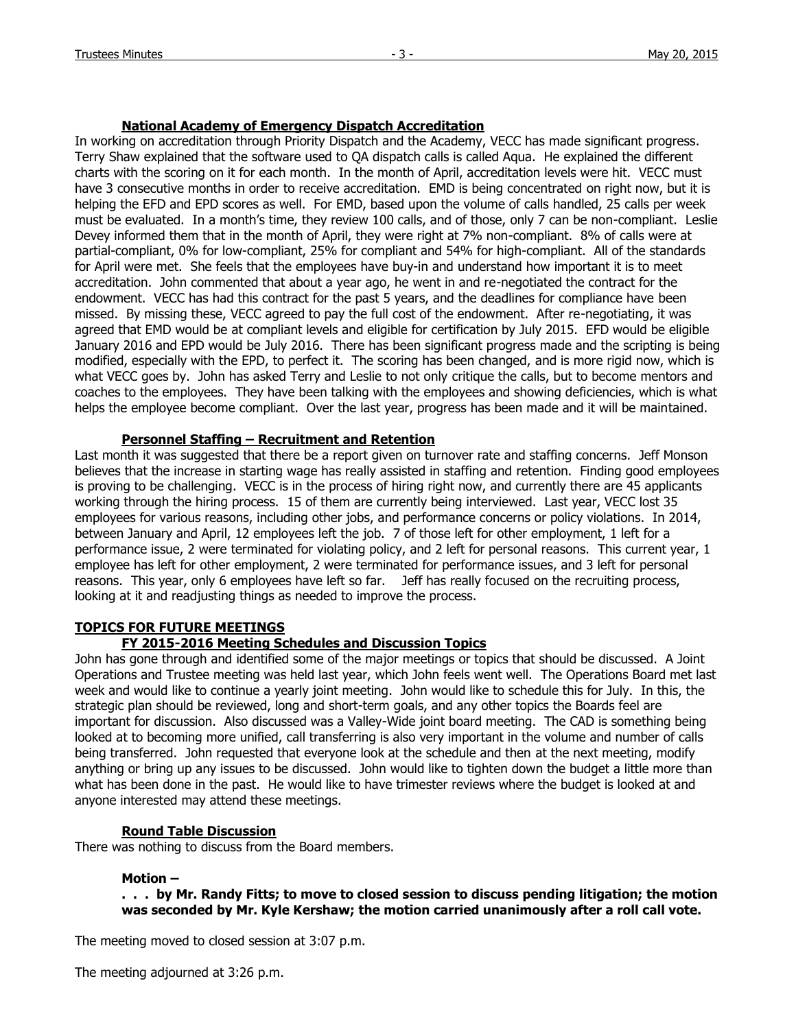### National Academy of Emergency Dispatch Accreditation

In working on accreditation through Priority Dispatch and the Academy, VECC has made significant progress. Terry Shaw explained that the software used to QA dispatch calls is called Aqua. He explained the different charts with the scoring on it for each month. In the month of April, accreditation levels were hit. VECC must have 3 consecutive months in order to receive accreditation. EMD is being concentrated on right now, but it is helping the EFD and EPD scores as well. For EMD, based upon the volume of calls handled, 25 calls per week must be evaluated. In a month's time, they review 100 calls, and of those, only 7 can be non-compliant. Leslie Devey informed them that in the month of April, they were right at 7% non-compliant. 8% of calls were at partial-compliant, 0% for low-compliant, 25% for compliant and 54% for high-compliant. All of the standards for April were met. She feels that the employees have buy-in and understand how important it is to meet accreditation. John commented that about a year ago, he went in and re-negotiated the contract for the endowment. VECC has had this contract for the past 5 years, and the deadlines for compliance have been missed. By missing these, VECC agreed to pay the full cost of the endowment. After re-negotiating, it was agreed that EMD would be at compliant levels and eligible for certification by July 2015. EFD would be eligible January 2016 and EPD would be July 2016. There has been significant progress made and the scripting is being modified, especially with the EPD, to perfect it. The scoring has been changed, and is more rigid now, which is what VECC goes by. John has asked Terry and Leslie to not only critique the calls, but to become mentors and coaches to the employees. They have been talking with the employees and showing deficiencies, which is what helps the employee become compliant. Over the last year, progress has been made and it will be maintained.

### Personnel Staffing – Recruitment and Retention

Last month it was suggested that there be a report given on turnover rate and staffing concerns. Jeff Monson believes that the increase in starting wage has really assisted in staffing and retention. Finding good employees is proving to be challenging. VECC is in the process of hiring right now, and currently there are 45 applicants working through the hiring process. 15 of them are currently being interviewed. Last year, VECC lost 35 employees for various reasons, including other jobs, and performance concerns or policy violations. In 2014, between January and April, 12 employees left the job. 7 of those left for other employment, 1 left for a performance issue, 2 were terminated for violating policy, and 2 left for personal reasons. This current year, 1 employee has left for other employment, 2 were terminated for performance issues, and 3 left for personal reasons. This year, only 6 employees have left so far. Jeff has really focused on the recruiting process, looking at it and readjusting things as needed to improve the process.

## TOPICS FOR FUTURE MEETINGS

### FY 2015-2016 Meeting Schedules and Discussion Topics

John has gone through and identified some of the major meetings or topics that should be discussed. A Joint Operations and Trustee meeting was held last year, which John feels went well. The Operations Board met last week and would like to continue a yearly joint meeting. John would like to schedule this for July. In this, the strategic plan should be reviewed, long and short-term goals, and any other topics the Boards feel are important for discussion. Also discussed was a Valley-Wide joint board meeting. The CAD is something being looked at to becoming more unified, call transferring is also very important in the volume and number of calls being transferred. John requested that everyone look at the schedule and then at the next meeting, modify anything or bring up any issues to be discussed. John would like to tighten down the budget a little more than what has been done in the past. He would like to have trimester reviews where the budget is looked at and anyone interested may attend these meetings.

### Round Table Discussion

There was nothing to discuss from the Board members.

**Motion –**

**. . . by Mr. Randy Fitts; to move to closed session to discuss pending litigation; the motion was seconded by Mr. Kyle Kershaw; the motion carried unanimously after a roll call vote.**

The meeting moved to closed session at 3:07 p.m.

The meeting adjourned at 3:26 p.m.